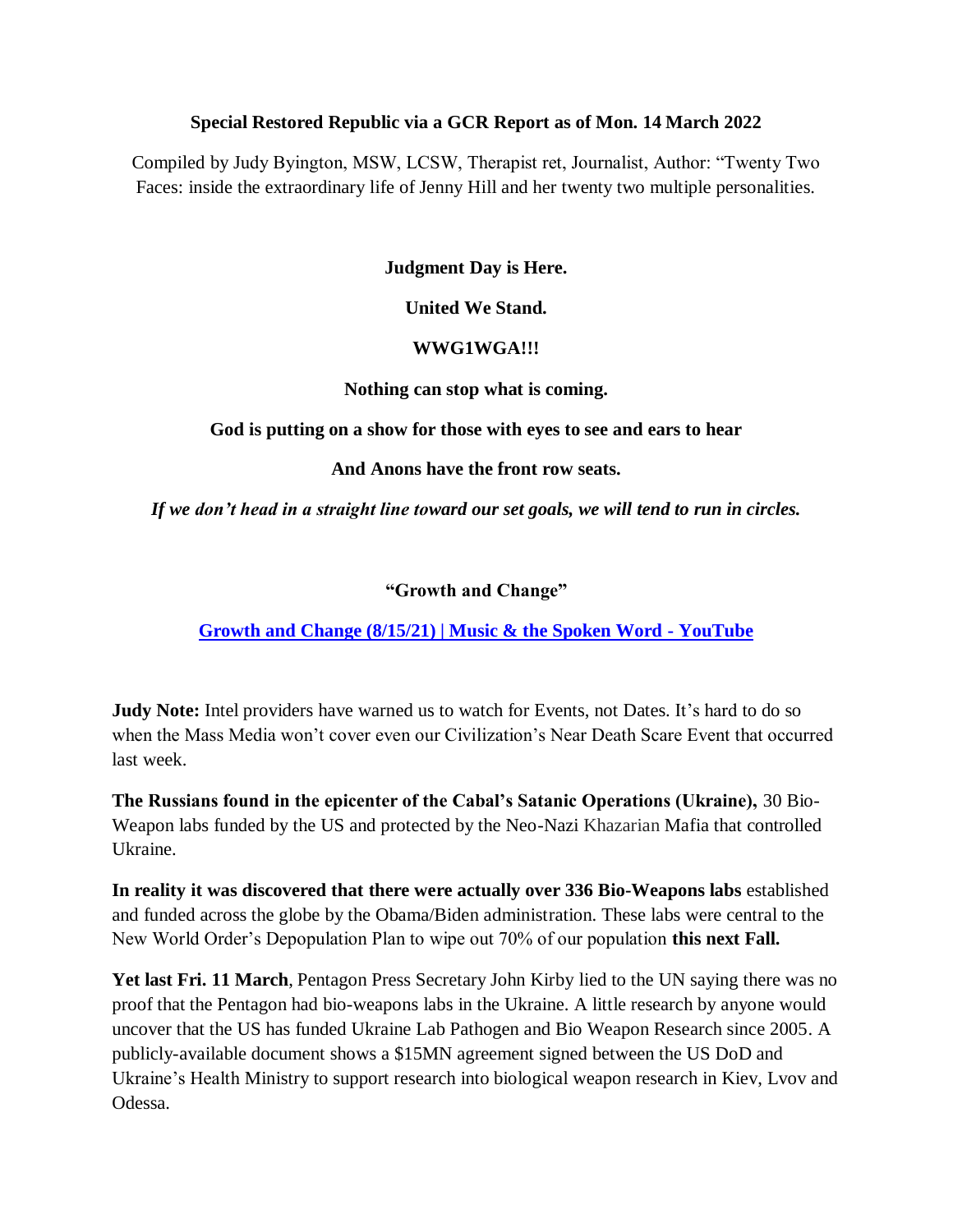**Special Restored Republic via a GCR Report as of Mon. 14 March 2022**

Compiled by Judy Byington, MSW, LCSW, Therapist ret, Journalist, Author: "Twenty Two Faces: inside the extraordinary life of Jenny Hill and her twenty two multiple personalities.

**Judgment Day is Here.**

**United We Stand.**

**WWG1WGA!!!**

**Nothing can stop what is coming.**

**God is putting on a show for those with eyes to see and ears to hear**

**And Anons have the front row seats.**

***If we don't head in a straight line toward our set goals, we will tend to run in circles.***

**"Growth and Change"**

**[Growth and Change (8/15/21) | Music & the Spoken Word - YouTube]**

**Judy Note:** Intel providers have warned us to watch for Events, not Dates. It's hard to do so when the Mass Media won't cover even our Civilization's Near Death Scare Event that occurred last week.

**The Russians found in the epicenter of the Cabal's Satanic Operations (Ukraine),** 30 Bio-Weapon labs funded by the US and protected by the Neo-Nazi Khazarian Mafia that controlled Ukraine.

**In reality it was discovered that there were actually over 336 Bio-Weapons labs** established and funded across the globe by the Obama/Biden administration. These labs were central to the New World Order's Depopulation Plan to wipe out 70% of our population **this next Fall.**

**Yet last Fri. 11 March**, Pentagon Press Secretary John Kirby lied to the UN saying there was no proof that the Pentagon had bio-weapons labs in the Ukraine. A little research by anyone would uncover that the US has funded Ukraine Lab Pathogen and Bio Weapon Research since 2005. A publicly-available document shows a $15MN agreement signed between the US DoD and Ukraine's Health Ministry to support research into biological weapon research in Kiev, Lvov and Odessa.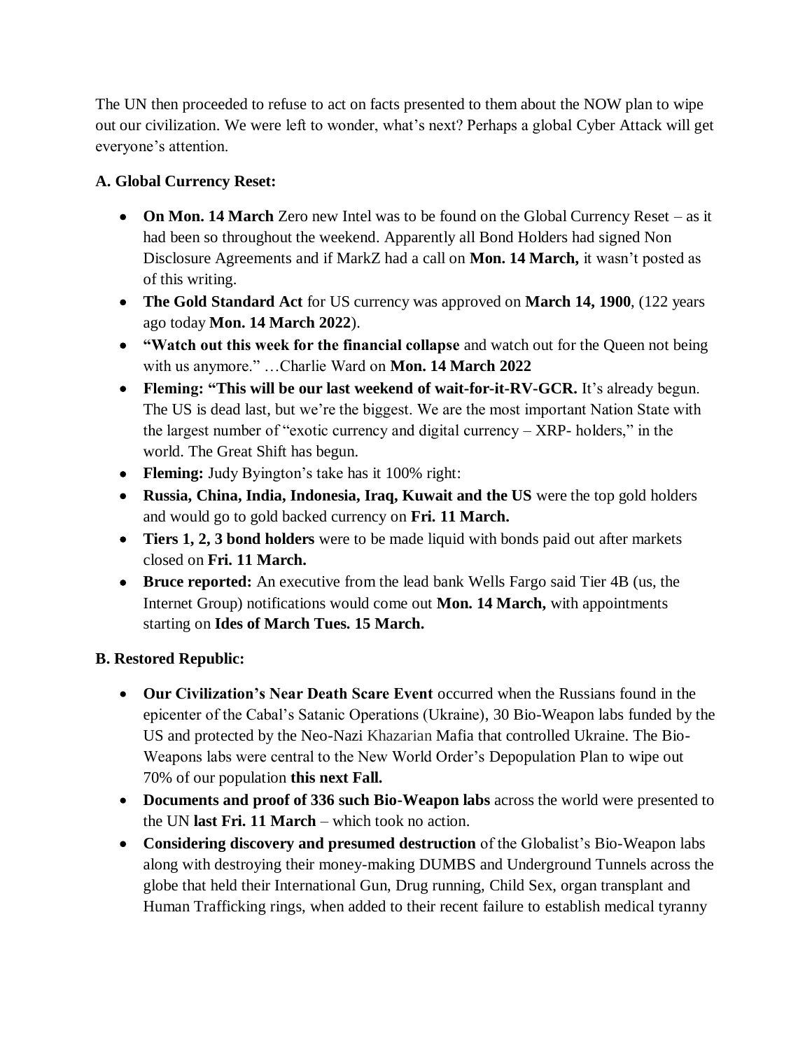The UN then proceeded to refuse to act on facts presented to them about the NOW plan to wipe out our civilization. We were left to wonder, what's next? Perhaps a global Cyber Attack will get everyone's attention.

**A. Global Currency Reset:**

- **On Mon. 14 March** Zero new Intel was to be found on the Global Currency Reset – as it had been so throughout the weekend. Apparently all Bond Holders had signed Non Disclosure Agreements and if MarkZ had a call on **Mon. 14 March,** it wasn't posted as of this writing.
- **The Gold Standard Act** for US currency was approved on **March 14, 1900**, (122 years ago today **Mon. 14 March 2022**).
- **"Watch out this week for the financial collapse** and watch out for the Queen not being with us anymore." …Charlie Ward on **Mon. 14 March 2022**
- **Fleming: "This will be our last weekend of wait-for-it-RV-GCR.** It's already begun. The US is dead last, but we're the biggest. We are the most important Nation State with the largest number of "exotic currency and digital currency – XRP- holders," in the world. The Great Shift has begun.
- **Fleming:** Judy Byington's take has it 100% right:
- **Russia, China, India, Indonesia, Iraq, Kuwait and the US** were the top gold holders and would go to gold backed currency on **Fri. 11 March.**
- **Tiers 1, 2, 3 bond holders** were to be made liquid with bonds paid out after markets closed on **Fri. 11 March.**
- **Bruce reported:** An executive from the lead bank Wells Fargo said Tier 4B (us, the Internet Group) notifications would come out **Mon. 14 March,** with appointments starting on **Ides of March Tues. 15 March.**

**B. Restored Republic:**

- **Our Civilization's Near Death Scare Event** occurred when the Russians found in the epicenter of the Cabal's Satanic Operations (Ukraine), 30 Bio-Weapon labs funded by the US and protected by the Neo-Nazi Khazarian Mafia that controlled Ukraine. The Bio-Weapons labs were central to the New World Order's Depopulation Plan to wipe out 70% of our population **this next Fall.**
- **Documents and proof of 336 such Bio-Weapon labs** across the world were presented to the UN **last Fri. 11 March** – which took no action.
- **Considering discovery and presumed destruction** of the Globalist's Bio-Weapon labs along with destroying their money-making DUMBS and Underground Tunnels across the globe that held their International Gun, Drug running, Child Sex, organ transplant and Human Trafficking rings, when added to their recent failure to establish medical tyranny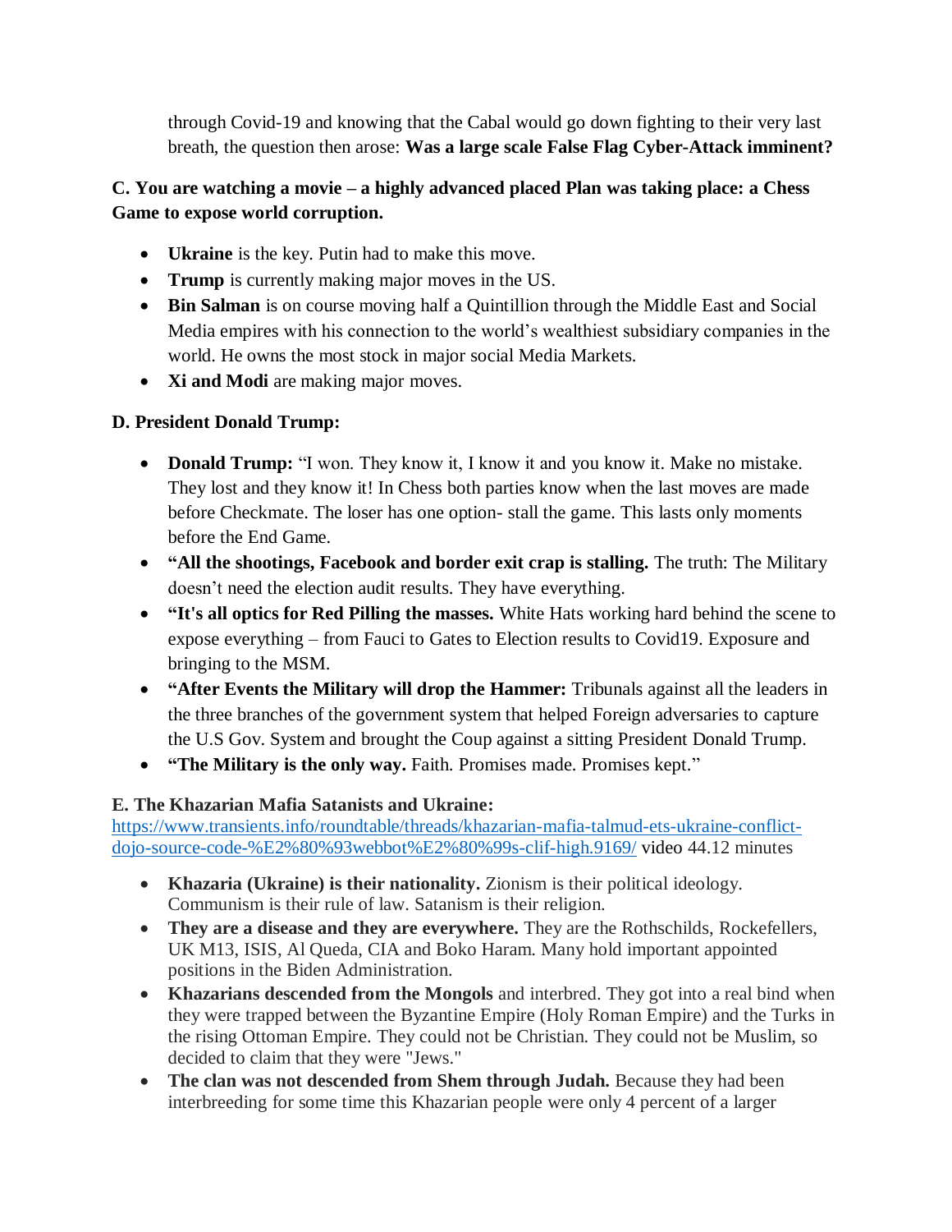through Covid-19 and knowing that the Cabal would go down fighting to their very last breath, the question then arose: **Was a large scale False Flag Cyber-Attack imminent?**

**C. You are watching a movie – a highly advanced placed Plan was taking place: a Chess Game to expose world corruption.**

- **Ukraine** is the key. Putin had to make this move.
- **Trump** is currently making major moves in the US.
- **Bin Salman** is on course moving half a Quintillion through the Middle East and Social Media empires with his connection to the world's wealthiest subsidiary companies in the world. He owns the most stock in major social Media Markets.
- **Xi and Modi** are making major moves.

**D. President Donald Trump:**

- **Donald Trump:** "I won. They know it, I know it and you know it. Make no mistake. They lost and they know it! In Chess both parties know when the last moves are made before Checkmate. The loser has one option- stall the game. This lasts only moments before the End Game.
- **"All the shootings, Facebook and border exit crap is stalling.** The truth: The Military doesn't need the election audit results. They have everything.
- **"It's all optics for Red Pilling the masses.** White Hats working hard behind the scene to expose everything – from Fauci to Gates to Election results to Covid19. Exposure and bringing to the MSM.
- **"After Events the Military will drop the Hammer:** Tribunals against all the leaders in the three branches of the government system that helped Foreign adversaries to capture the U.S Gov. System and brought the Coup against a sitting President Donald Trump.
- **"The Military is the only way.** Faith. Promises made. Promises kept."

**E. The Khazarian Mafia Satanists and Ukraine:**
https://www.transients.info/roundtable/threads/khazarian-mafia-talmud-ets-ukraine-conflict-dojo-source-code-%E2%80%93webbot%E2%80%99s-clif-high.9169/ video 44.12 minutes

- **Khazaria (Ukraine) is their nationality.** Zionism is their political ideology. Communism is their rule of law. Satanism is their religion.
- **They are a disease and they are everywhere.** They are the Rothschilds, Rockefellers, UK M13, ISIS, Al Queda, CIA and Boko Haram. Many hold important appointed positions in the Biden Administration.
- **Khazarians descended from the Mongols** and interbred. They got into a real bind when they were trapped between the Byzantine Empire (Holy Roman Empire) and the Turks in the rising Ottoman Empire. They could not be Christian. They could not be Muslim, so decided to claim that they were "Jews."
- **The clan was not descended from Shem through Judah.** Because they had been interbreeding for some time this Khazarian people were only 4 percent of a larger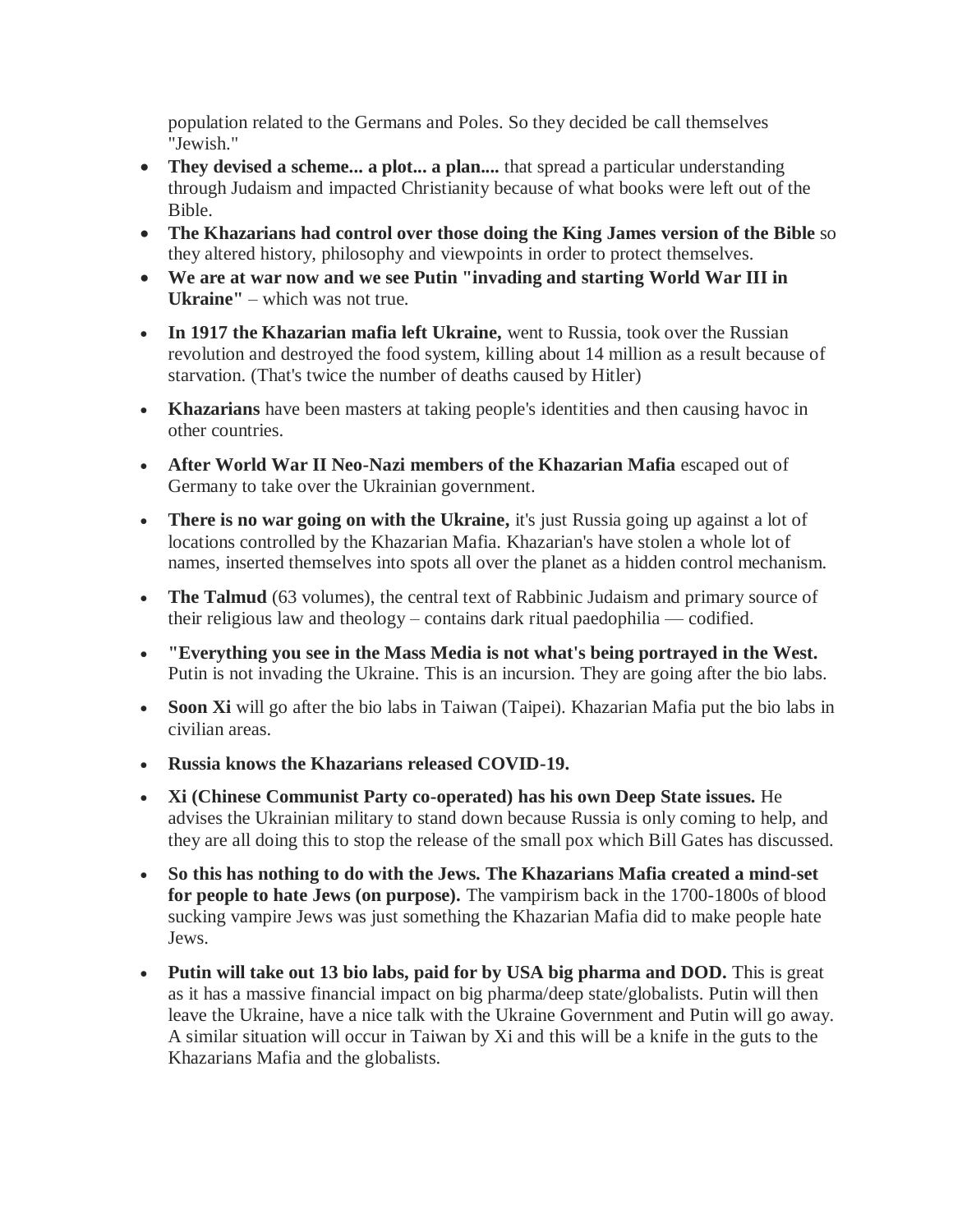population related to the Germans and Poles. So they decided be call themselves "Jewish."

- **They devised a scheme... a plot... a plan....** that spread a particular understanding through Judaism and impacted Christianity because of what books were left out of the Bible.
- **The Khazarians had control over those doing the King James version of the Bible** so they altered history, philosophy and viewpoints in order to protect themselves.
- **We are at war now and we see Putin "invading and starting World War III in Ukraine"** – which was not true.
- **In 1917 the Khazarian mafia left Ukraine,** went to Russia, took over the Russian revolution and destroyed the food system, killing about 14 million as a result because of starvation. (That's twice the number of deaths caused by Hitler)
- **Khazarians** have been masters at taking people's identities and then causing havoc in other countries.
- **After World War II Neo-Nazi members of the Khazarian Mafia** escaped out of Germany to take over the Ukrainian government.
- **There is no war going on with the Ukraine,** it's just Russia going up against a lot of locations controlled by the Khazarian Mafia. Khazarian's have stolen a whole lot of names, inserted themselves into spots all over the planet as a hidden control mechanism.
- **The Talmud** (63 volumes), the central text of Rabbinic Judaism and primary source of their religious law and theology – contains dark ritual paedophilia — codified.
- **"Everything you see in the Mass Media is not what's being portrayed in the West.** Putin is not invading the Ukraine. This is an incursion. They are going after the bio labs.
- **Soon Xi** will go after the bio labs in Taiwan (Taipei). Khazarian Mafia put the bio labs in civilian areas.
- **Russia knows the Khazarians released COVID-19.**
- **Xi (Chinese Communist Party co-operated) has his own Deep State issues.** He advises the Ukrainian military to stand down because Russia is only coming to help, and they are all doing this to stop the release of the small pox which Bill Gates has discussed.
- **So this has nothing to do with the Jews. The Khazarians Mafia created a mind-set for people to hate Jews (on purpose).** The vampirism back in the 1700-1800s of blood sucking vampire Jews was just something the Khazarian Mafia did to make people hate Jews.
- **Putin will take out 13 bio labs, paid for by USA big pharma and DOD.** This is great as it has a massive financial impact on big pharma/deep state/globalists. Putin will then leave the Ukraine, have a nice talk with the Ukraine Government and Putin will go away. A similar situation will occur in Taiwan by Xi and this will be a knife in the guts to the Khazarians Mafia and the globalists.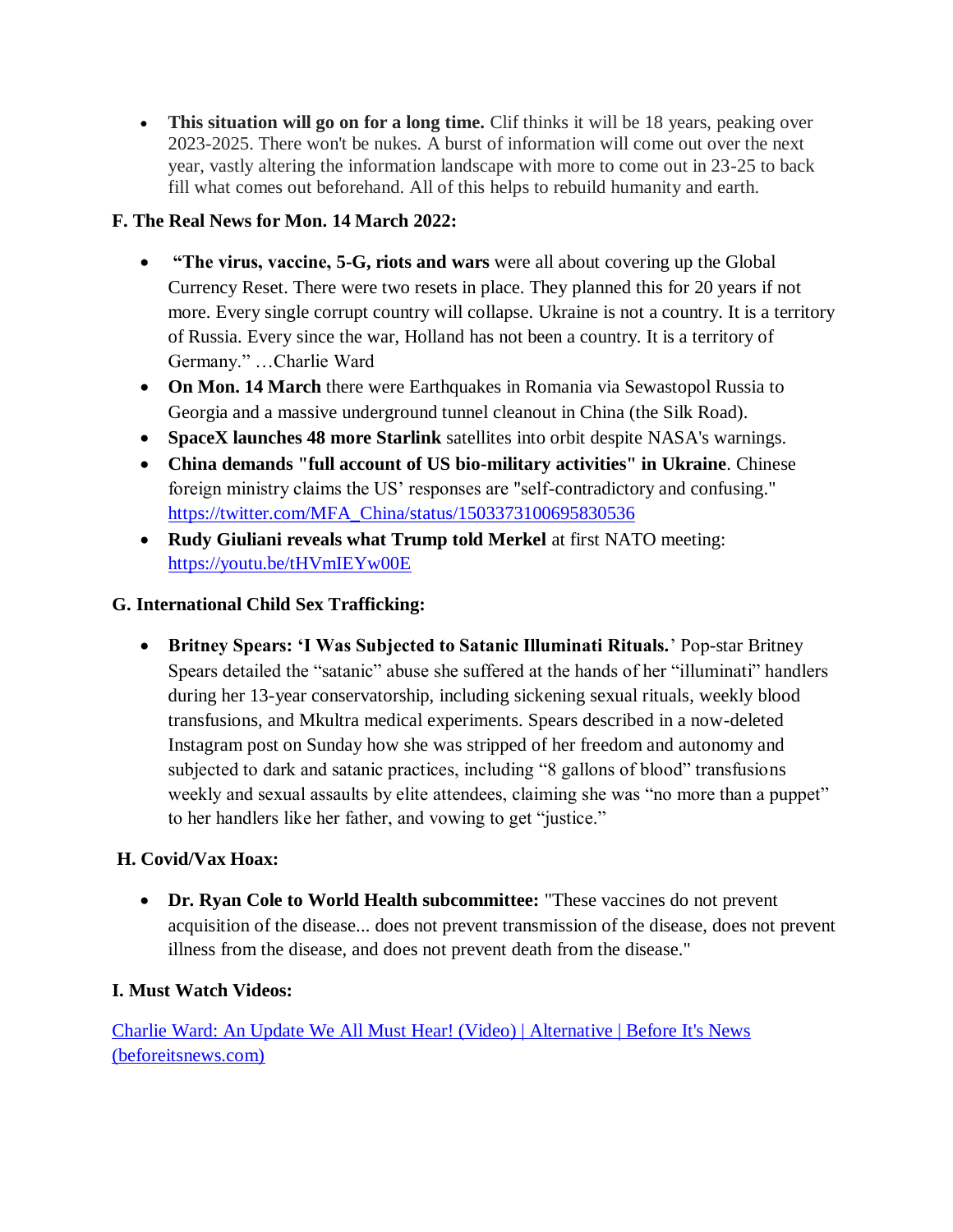- **This situation will go on for a long time.** Clif thinks it will be 18 years, peaking over 2023-2025. There won't be nukes. A burst of information will come out over the next year, vastly altering the information landscape with more to come out in 23-25 to back fill what comes out beforehand. All of this helps to rebuild humanity and earth.

**F. The Real News for Mon. 14 March 2022:**

- **"The virus, vaccine, 5-G, riots and wars** were all about covering up the Global Currency Reset. There were two resets in place. They planned this for 20 years if not more. Every single corrupt country will collapse. Ukraine is not a country. It is a territory of Russia. Every since the war, Holland has not been a country. It is a territory of Germany." …Charlie Ward
- **On Mon. 14 March** there were Earthquakes in Romania via Sewastopol Russia to Georgia and a massive underground tunnel cleanout in China (the Silk Road).
- **SpaceX launches 48 more Starlink** satellites into orbit despite NASA's warnings.
- **China demands "full account of US bio-military activities" in Ukraine**. Chinese foreign ministry claims the US' responses are "self-contradictory and confusing." https://twitter.com/MFA_China/status/1503373100695830536
- **Rudy Giuliani reveals what Trump told Merkel** at first NATO meeting: https://youtu.be/tHVmIEYw00E

**G. International Child Sex Trafficking:**

- **Britney Spears: 'I Was Subjected to Satanic Illuminati Rituals.**' Pop-star Britney Spears detailed the "satanic" abuse she suffered at the hands of her "illuminati" handlers during her 13-year conservatorship, including sickening sexual rituals, weekly blood transfusions, and Mkultra medical experiments. Spears described in a now-deleted Instagram post on Sunday how she was stripped of her freedom and autonomy and subjected to dark and satanic practices, including "8 gallons of blood" transfusions weekly and sexual assaults by elite attendees, claiming she was "no more than a puppet" to her handlers like her father, and vowing to get "justice."

**H. Covid/Vax Hoax:**

- **Dr. Ryan Cole to World Health subcommittee:** "These vaccines do not prevent acquisition of the disease... does not prevent transmission of the disease, does not prevent illness from the disease, and does not prevent death from the disease."

**I. Must Watch Videos:**

[Charlie Ward: An Update We All Must Hear! (Video) | Alternative | Before It's News (beforeitsnews.com)]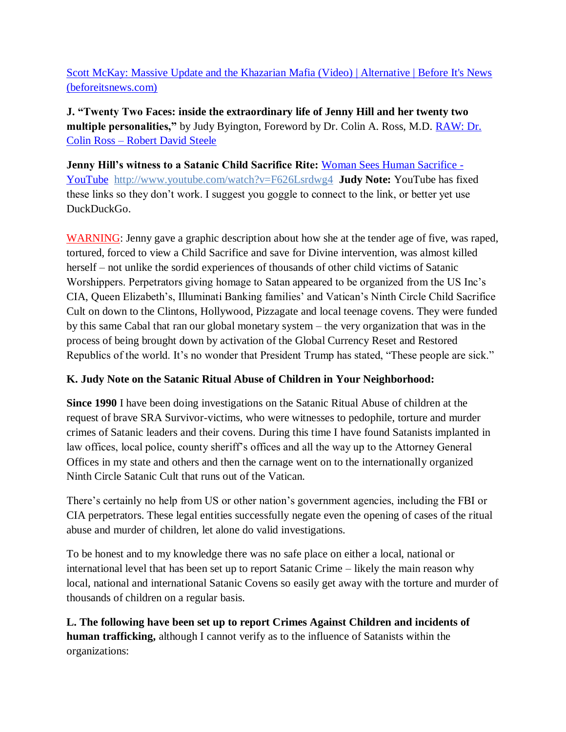[Scott McKay: Massive Update and the Khazarian Mafia (Video) | Alternative | Before It's News (beforeitsnews.com)]

**J. "Twenty Two Faces: inside the extraordinary life of Jenny Hill and her twenty two multiple personalities,"** by Judy Byington, Foreword by Dr. Colin A. Ross, M.D. [RAW: Dr. Colin Ross – Robert David Steele]

**Jenny Hill's witness to a Satanic Child Sacrifice Rite:** [Woman Sees Human Sacrifice - YouTube] http://www.youtube.com/watch?v=F626Lsrdwg4 **Judy Note:** YouTube has fixed these links so they don't work. I suggest you goggle to connect to the link, or better yet use DuckDuckGo.

WARNING: Jenny gave a graphic description about how she at the tender age of five, was raped, tortured, forced to view a Child Sacrifice and save for Divine intervention, was almost killed herself – not unlike the sordid experiences of thousands of other child victims of Satanic Worshippers. Perpetrators giving homage to Satan appeared to be organized from the US Inc's CIA, Queen Elizabeth's, Illuminati Banking families' and Vatican's Ninth Circle Child Sacrifice Cult on down to the Clintons, Hollywood, Pizzagate and local teenage covens. They were funded by this same Cabal that ran our global monetary system – the very organization that was in the process of being brought down by activation of the Global Currency Reset and Restored Republics of the world. It's no wonder that President Trump has stated, "These people are sick."

**K. Judy Note on the Satanic Ritual Abuse of Children in Your Neighborhood:**

**Since 1990** I have been doing investigations on the Satanic Ritual Abuse of children at the request of brave SRA Survivor-victims, who were witnesses to pedophile, torture and murder crimes of Satanic leaders and their covens. During this time I have found Satanists implanted in law offices, local police, county sheriff's offices and all the way up to the Attorney General Offices in my state and others and then the carnage went on to the internationally organized Ninth Circle Satanic Cult that runs out of the Vatican.

There's certainly no help from US or other nation's government agencies, including the FBI or CIA perpetrators. These legal entities successfully negate even the opening of cases of the ritual abuse and murder of children, let alone do valid investigations.

To be honest and to my knowledge there was no safe place on either a local, national or international level that has been set up to report Satanic Crime – likely the main reason why local, national and international Satanic Covens so easily get away with the torture and murder of thousands of children on a regular basis.

**L. The following have been set up to report Crimes Against Children and incidents of human trafficking,** although I cannot verify as to the influence of Satanists within the organizations: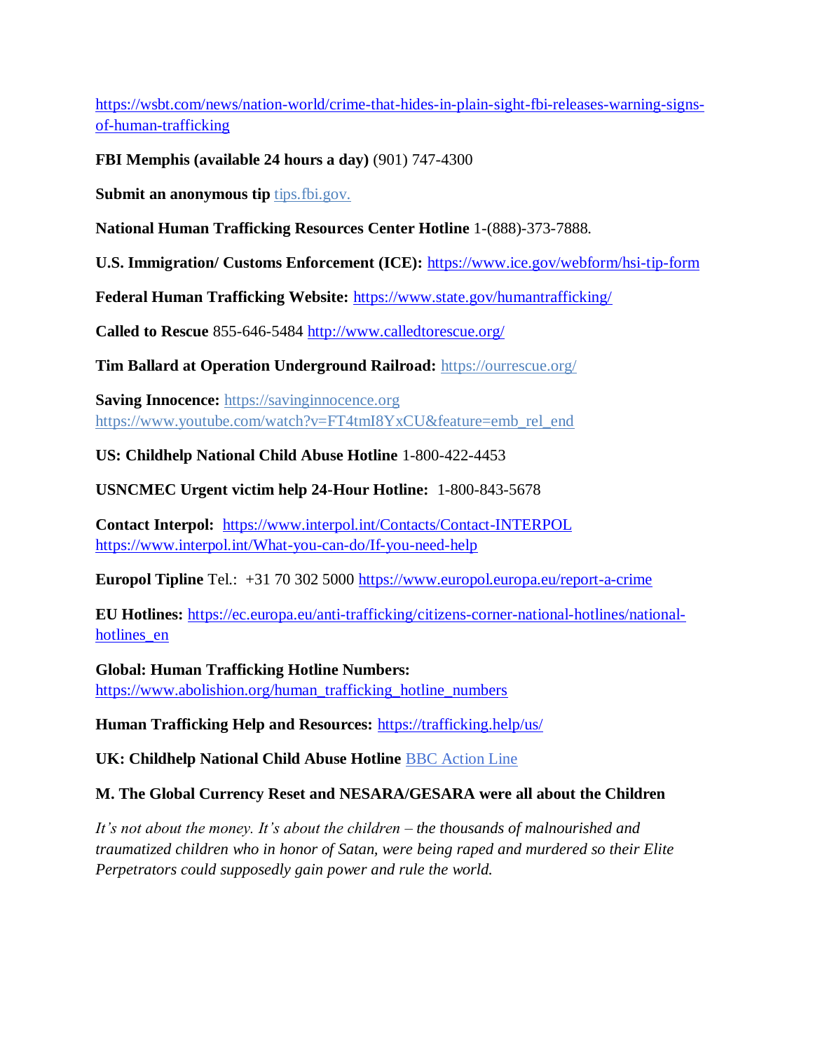https://wsbt.com/news/nation-world/crime-that-hides-in-plain-sight-fbi-releases-warning-signs-of-human-trafficking

**FBI Memphis (available 24 hours a day)** (901) 747-4300

**Submit an anonymous tip** tips.fbi.gov.

**National Human Trafficking Resources Center Hotline** 1-(888)-373-7888.

**U.S. Immigration/ Customs Enforcement (ICE):** https://www.ice.gov/webform/hsi-tip-form

**Federal Human Trafficking Website:** https://www.state.gov/humantrafficking/

**Called to Rescue** 855-646-5484 http://www.calledtorescue.org/

**Tim Ballard at Operation Underground Railroad:** https://ourrescue.org/

**Saving Innocence:** https://savinginnocence.org
https://www.youtube.com/watch?v=FT4tmI8YxCU&feature=emb_rel_end

**US: Childhelp National Child Abuse Hotline** 1-800-422-4453

**USNCMEC Urgent victim help 24-Hour Hotline:** 1-800-843-5678

**Contact Interpol:** https://www.interpol.int/Contacts/Contact-INTERPOL
https://www.interpol.int/What-you-can-do/If-you-need-help

**Europol Tipline** Tel.: +31 70 302 5000 https://www.europol.europa.eu/report-a-crime

**EU Hotlines:** https://ec.europa.eu/anti-trafficking/citizens-corner-national-hotlines/national-hotlines_en

**Global: Human Trafficking Hotline Numbers:**
https://www.abolishion.org/human_trafficking_hotline_numbers

**Human Trafficking Help and Resources:** https://trafficking.help/us/

**UK: Childhelp National Child Abuse Hotline** BBC Action Line

**M. The Global Currency Reset and NESARA/GESARA were all about the Children**

*It's not about the money. It's about the children – the thousands of malnourished and traumatized children who in honor of Satan, were being raped and murdered so their Elite Perpetrators could supposedly gain power and rule the world.*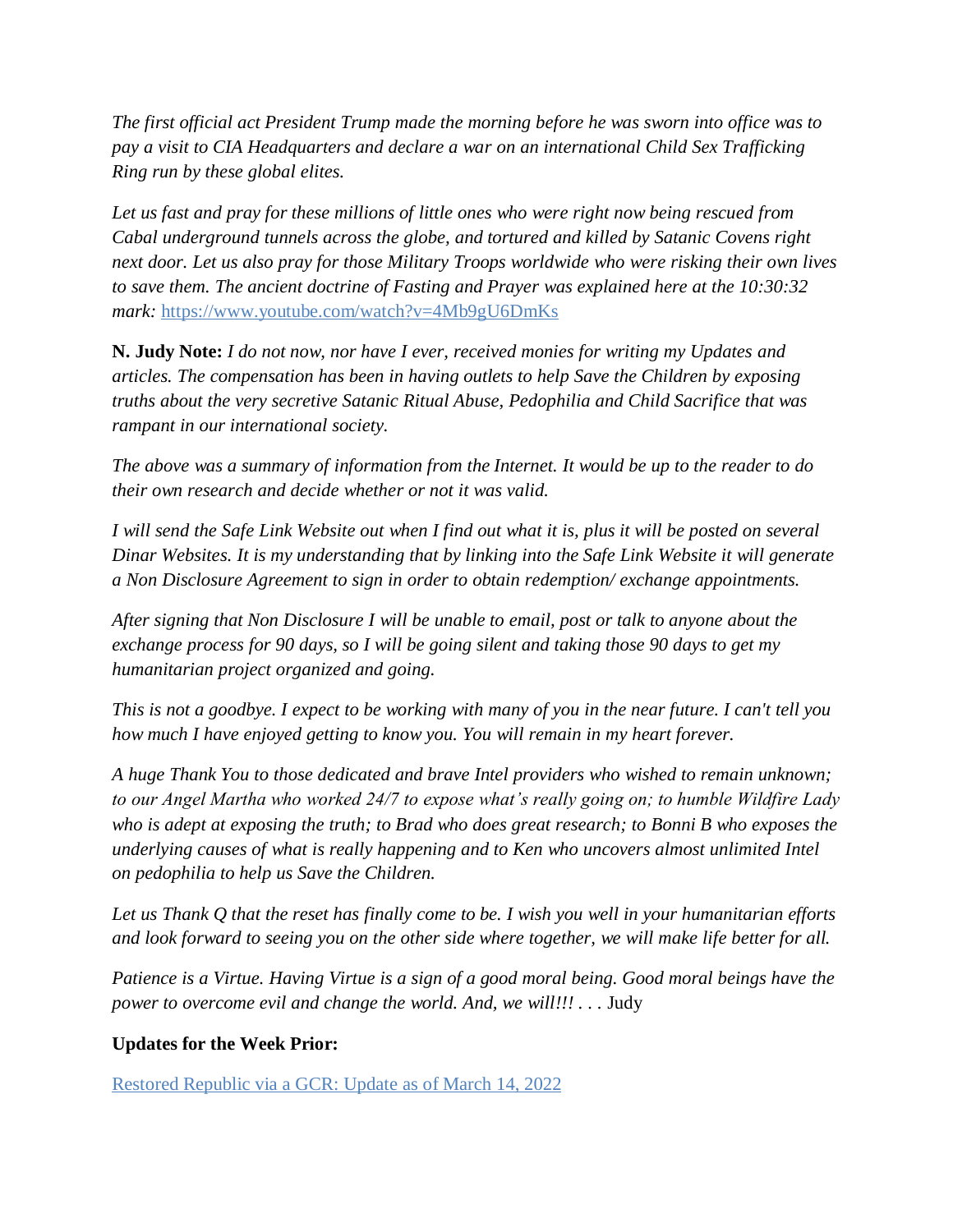*The first official act President Trump made the morning before he was sworn into office was to pay a visit to CIA Headquarters and declare a war on an international Child Sex Trafficking Ring run by these global elites.*

*Let us fast and pray for these millions of little ones who were right now being rescued from Cabal underground tunnels across the globe, and tortured and killed by Satanic Covens right next door. Let us also pray for those Military Troops worldwide who were risking their own lives to save them. The ancient doctrine of Fasting and Prayer was explained here at the 10:30:32 mark:* [https://www.youtube.com/watch?v=4Mb9gU6DmKs](https://www.youtube.com/watch?v=4Mb9gU6DmKs)

**N. Judy Note:** *I do not now, nor have I ever, received monies for writing my Updates and articles. The compensation has been in having outlets to help Save the Children by exposing truths about the very secretive Satanic Ritual Abuse, Pedophilia and Child Sacrifice that was rampant in our international society.*

*The above was a summary of information from the Internet. It would be up to the reader to do their own research and decide whether or not it was valid.*

*I will send the Safe Link Website out when I find out what it is, plus it will be posted on several Dinar Websites. It is my understanding that by linking into the Safe Link Website it will generate a Non Disclosure Agreement to sign in order to obtain redemption/ exchange appointments.*

*After signing that Non Disclosure I will be unable to email, post or talk to anyone about the exchange process for 90 days, so I will be going silent and taking those 90 days to get my humanitarian project organized and going.*

*This is not a goodbye. I expect to be working with many of you in the near future. I can't tell you how much I have enjoyed getting to know you. You will remain in my heart forever.*

*A huge Thank You to those dedicated and brave Intel providers who wished to remain unknown; to our Angel Martha who worked 24/7 to expose what's really going on; to humble Wildfire Lady who is adept at exposing the truth; to Brad who does great research; to Bonni B who exposes the underlying causes of what is really happening and to Ken who uncovers almost unlimited Intel on pedophilia to help us Save the Children.*

*Let us Thank Q that the reset has finally come to be. I wish you well in your humanitarian efforts and look forward to seeing you on the other side where together, we will make life better for all.*

*Patience is a Virtue. Having Virtue is a sign of a good moral being. Good moral beings have the power to overcome evil and change the world. And, we will!!! . . .* Judy

**Updates for the Week Prior:**

[Restored Republic via a GCR: Update as of March 14, 2022]()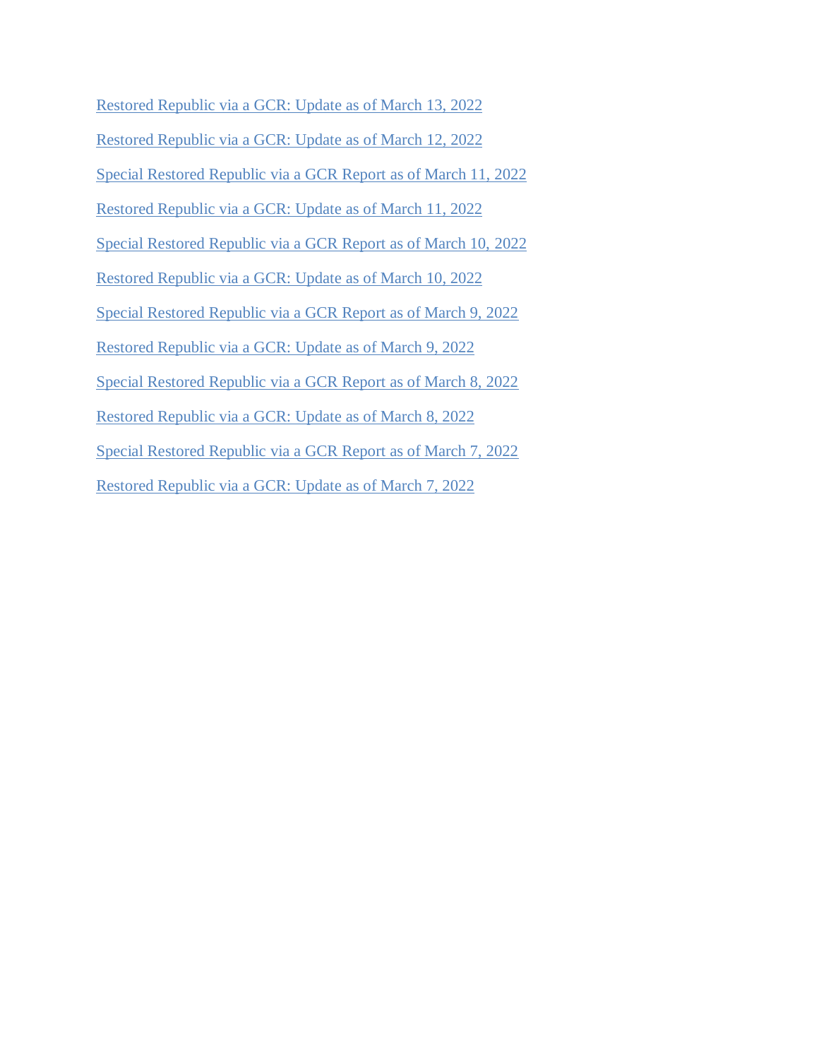Restored Republic via a GCR: Update as of March 13, 2022

Restored Republic via a GCR: Update as of March 12, 2022

Special Restored Republic via a GCR Report as of March 11, 2022

Restored Republic via a GCR: Update as of March 11, 2022

Special Restored Republic via a GCR Report as of March 10, 2022

Restored Republic via a GCR: Update as of March 10, 2022

Special Restored Republic via a GCR Report as of March 9, 2022

Restored Republic via a GCR: Update as of March 9, 2022

Special Restored Republic via a GCR Report as of March 8, 2022

Restored Republic via a GCR: Update as of March 8, 2022

Special Restored Republic via a GCR Report as of March 7, 2022

Restored Republic via a GCR: Update as of March 7, 2022